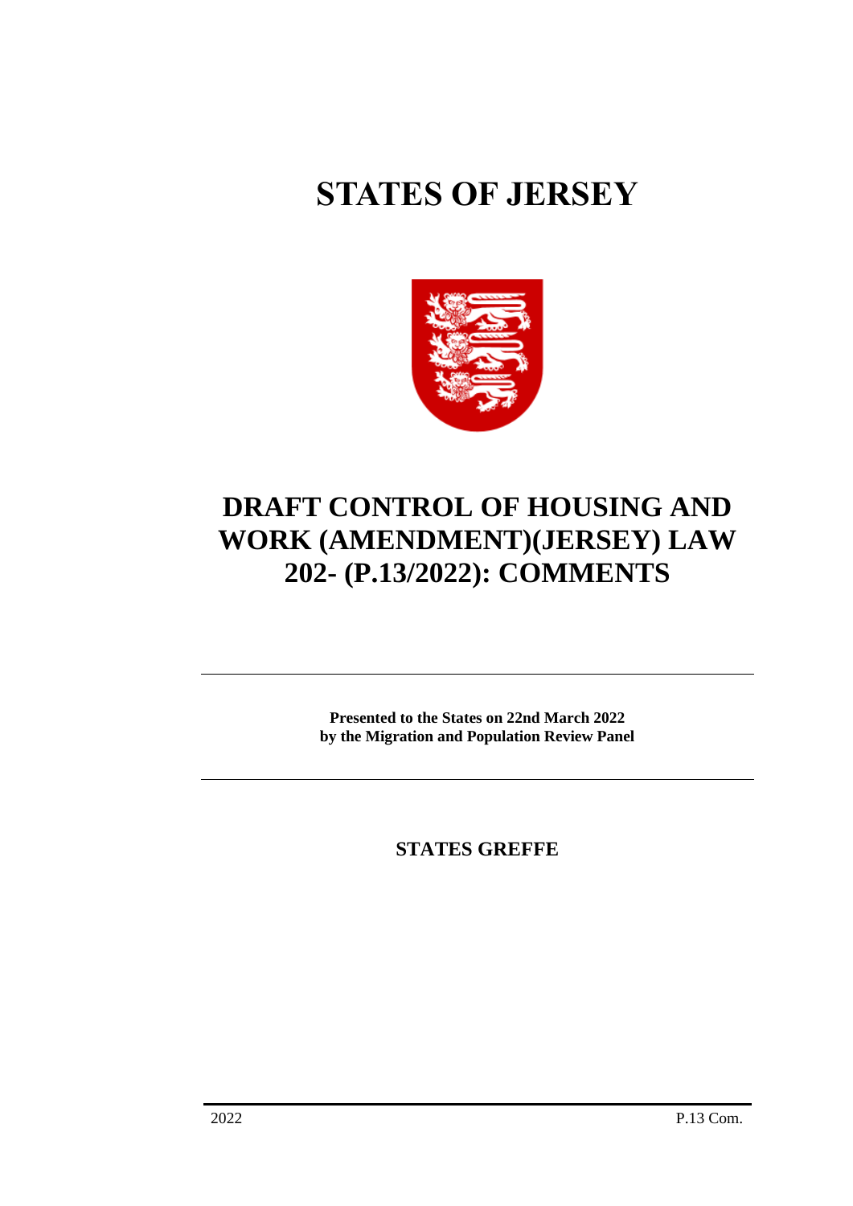# STATES OF JERSEY

# DRAFT CONTROL OF HOUSING AND WORK (AMENDMENT)(JERSEY) LAW 202- (P.13/2022): COMMENTS

**Presented to the States on 22nd March 2022**
**by the Migration and Population Review Panel**

**STATES GREFFE**

2022 P.13 Com.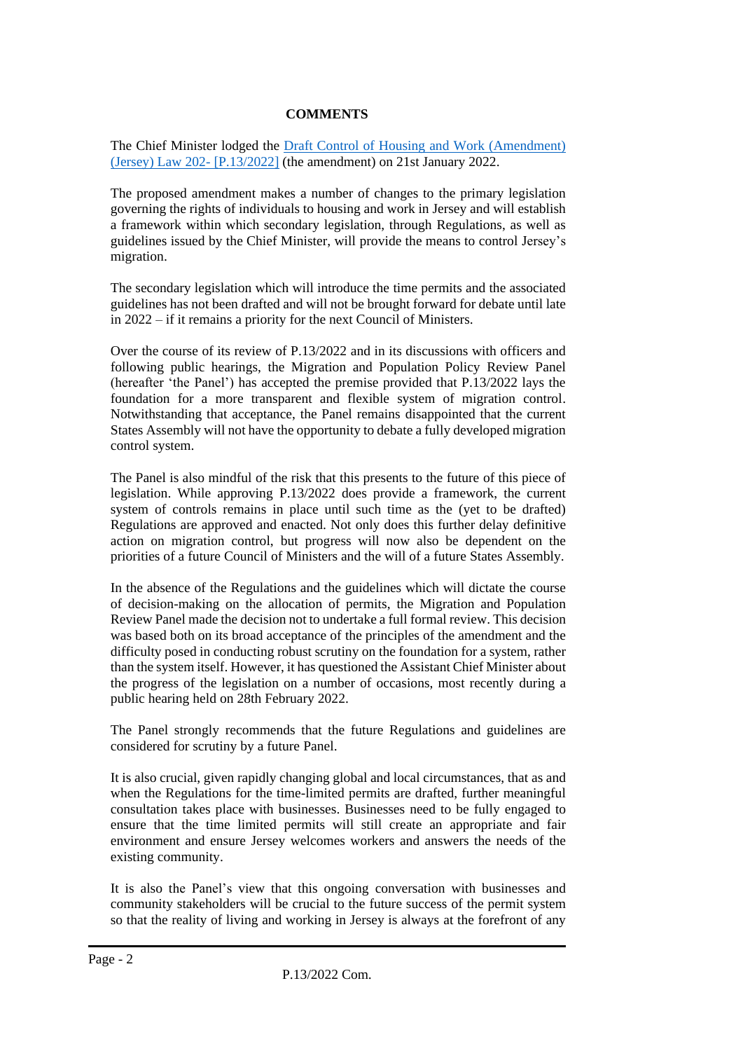## COMMENTS

The Chief Minister lodged the [Draft Control of Housing and Work (Amendment) (Jersey) Law 202- [P.13/2022]] (the amendment) on 21st January 2022.

The proposed amendment makes a number of changes to the primary legislation governing the rights of individuals to housing and work in Jersey and will establish a framework within which secondary legislation, through Regulations, as well as guidelines issued by the Chief Minister, will provide the means to control Jersey's migration.

The secondary legislation which will introduce the time permits and the associated guidelines has not been drafted and will not be brought forward for debate until late in 2022 – if it remains a priority for the next Council of Ministers.

Over the course of its review of P.13/2022 and in its discussions with officers and following public hearings, the Migration and Population Policy Review Panel (hereafter 'the Panel') has accepted the premise provided that P.13/2022 lays the foundation for a more transparent and flexible system of migration control. Notwithstanding that acceptance, the Panel remains disappointed that the current States Assembly will not have the opportunity to debate a fully developed migration control system.

The Panel is also mindful of the risk that this presents to the future of this piece of legislation. While approving P.13/2022 does provide a framework, the current system of controls remains in place until such time as the (yet to be drafted) Regulations are approved and enacted. Not only does this further delay definitive action on migration control, but progress will now also be dependent on the priorities of a future Council of Ministers and the will of a future States Assembly.

In the absence of the Regulations and the guidelines which will dictate the course of decision-making on the allocation of permits, the Migration and Population Review Panel made the decision not to undertake a full formal review. This decision was based both on its broad acceptance of the principles of the amendment and the difficulty posed in conducting robust scrutiny on the foundation for a system, rather than the system itself. However, it has questioned the Assistant Chief Minister about the progress of the legislation on a number of occasions, most recently during a public hearing held on 28th February 2022.

The Panel strongly recommends that the future Regulations and guidelines are considered for scrutiny by a future Panel.

It is also crucial, given rapidly changing global and local circumstances, that as and when the Regulations for the time-limited permits are drafted, further meaningful consultation takes place with businesses. Businesses need to be fully engaged to ensure that the time limited permits will still create an appropriate and fair environment and ensure Jersey welcomes workers and answers the needs of the existing community.

It is also the Panel's view that this ongoing conversation with businesses and community stakeholders will be crucial to the future success of the permit system so that the reality of living and working in Jersey is always at the forefront of any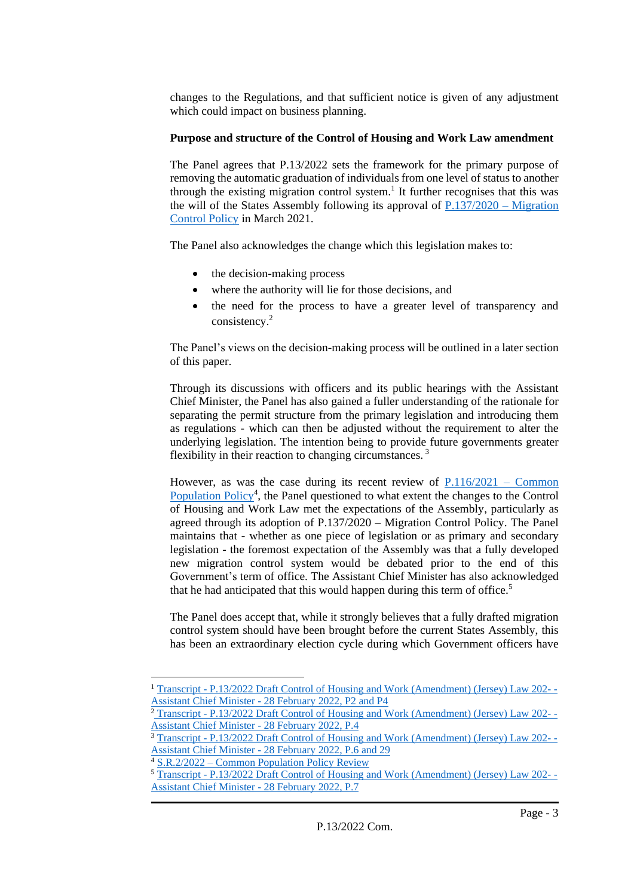changes to the Regulations, and that sufficient notice is given of any adjustment which could impact on business planning.

**Purpose and structure of the Control of Housing and Work Law amendment**

The Panel agrees that P.13/2022 sets the framework for the primary purpose of removing the automatic graduation of individuals from one level of status to another through the existing migration control system.[1] It further recognises that this was the will of the States Assembly following its approval of [P.137/2020 – Migration Control Policy]() in March 2021.

The Panel also acknowledges the change which this legislation makes to:

- the decision-making process
- where the authority will lie for those decisions, and
- the need for the process to have a greater level of transparency and consistency.[2]

The Panel's views on the decision-making process will be outlined in a later section of this paper.

Through its discussions with officers and its public hearings with the Assistant Chief Minister, the Panel has also gained a fuller understanding of the rationale for separating the permit structure from the primary legislation and introducing them as regulations - which can then be adjusted without the requirement to alter the underlying legislation. The intention being to provide future governments greater flexibility in their reaction to changing circumstances. [3]

However, as was the case during its recent review of [P.116/2021 – Common Population Policy]()[4], the Panel questioned to what extent the changes to the Control of Housing and Work Law met the expectations of the Assembly, particularly as agreed through its adoption of P.137/2020 – Migration Control Policy. The Panel maintains that - whether as one piece of legislation or as primary and secondary legislation - the foremost expectation of the Assembly was that a fully developed new migration control system would be debated prior to the end of this Government's term of office. The Assistant Chief Minister has also acknowledged that he had anticipated that this would happen during this term of office.[5]

The Panel does accept that, while it strongly believes that a fully drafted migration control system should have been brought before the current States Assembly, this has been an extraordinary election cycle during which Government officers have

---

[1] Transcript - P.13/2022 Draft Control of Housing and Work (Amendment) (Jersey) Law 202- - Assistant Chief Minister - 28 February 2022, P2 and P4

[2] Transcript - P.13/2022 Draft Control of Housing and Work (Amendment) (Jersey) Law 202- - Assistant Chief Minister - 28 February 2022, P.4

[3] Transcript - P.13/2022 Draft Control of Housing and Work (Amendment) (Jersey) Law 202- - Assistant Chief Minister - 28 February 2022, P.6 and 29

[4] S.R.2/2022 – Common Population Policy Review

[5] Transcript - P.13/2022 Draft Control of Housing and Work (Amendment) (Jersey) Law 202- - Assistant Chief Minister - 28 February 2022, P.7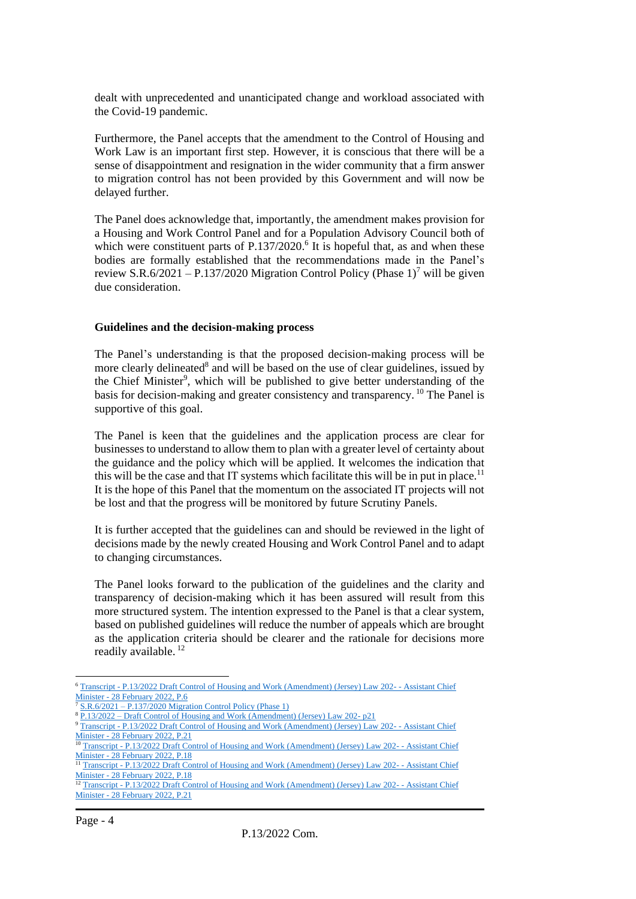dealt with unprecedented and unanticipated change and workload associated with the Covid-19 pandemic.

Furthermore, the Panel accepts that the amendment to the Control of Housing and Work Law is an important first step. However, it is conscious that there will be a sense of disappointment and resignation in the wider community that a firm answer to migration control has not been provided by this Government and will now be delayed further.

The Panel does acknowledge that, importantly, the amendment makes provision for a Housing and Work Control Panel and for a Population Advisory Council both of which were constituent parts of P.137/2020.[6] It is hopeful that, as and when these bodies are formally established that the recommendations made in the Panel's review S.R.6/2021 – P.137/2020 Migration Control Policy (Phase 1)[7] will be given due consideration.

**Guidelines and the decision-making process**

The Panel's understanding is that the proposed decision-making process will be more clearly delineated[8] and will be based on the use of clear guidelines, issued by the Chief Minister[9], which will be published to give better understanding of the basis for decision-making and greater consistency and transparency. [10] The Panel is supportive of this goal.

The Panel is keen that the guidelines and the application process are clear for businesses to understand to allow them to plan with a greater level of certainty about the guidance and the policy which will be applied. It welcomes the indication that this will be the case and that IT systems which facilitate this will be in put in place.[11] It is the hope of this Panel that the momentum on the associated IT projects will not be lost and that the progress will be monitored by future Scrutiny Panels.

It is further accepted that the guidelines can and should be reviewed in the light of decisions made by the newly created Housing and Work Control Panel and to adapt to changing circumstances.

The Panel looks forward to the publication of the guidelines and the clarity and transparency of decision-making which it has been assured will result from this more structured system. The intention expressed to the Panel is that a clear system, based on published guidelines will reduce the number of appeals which are brought as the application criteria should be clearer and the rationale for decisions more readily available. [12]

---

[6] Transcript - P.13/2022 Draft Control of Housing and Work (Amendment) (Jersey) Law 202- - Assistant Chief Minister - 28 February 2022, P.6

[7] S.R.6/2021 – P.137/2020 Migration Control Policy (Phase 1)

[8] P.13/2022 – Draft Control of Housing and Work (Amendment) (Jersey) Law 202- p21

[9] Transcript - P.13/2022 Draft Control of Housing and Work (Amendment) (Jersey) Law 202- - Assistant Chief Minister - 28 February 2022, P.21

[10] Transcript - P.13/2022 Draft Control of Housing and Work (Amendment) (Jersey) Law 202- - Assistant Chief Minister - 28 February 2022, P.18

[11] Transcript - P.13/2022 Draft Control of Housing and Work (Amendment) (Jersey) Law 202- - Assistant Chief Minister - 28 February 2022, P.18

[12] Transcript - P.13/2022 Draft Control of Housing and Work (Amendment) (Jersey) Law 202- - Assistant Chief Minister - 28 February 2022, P.21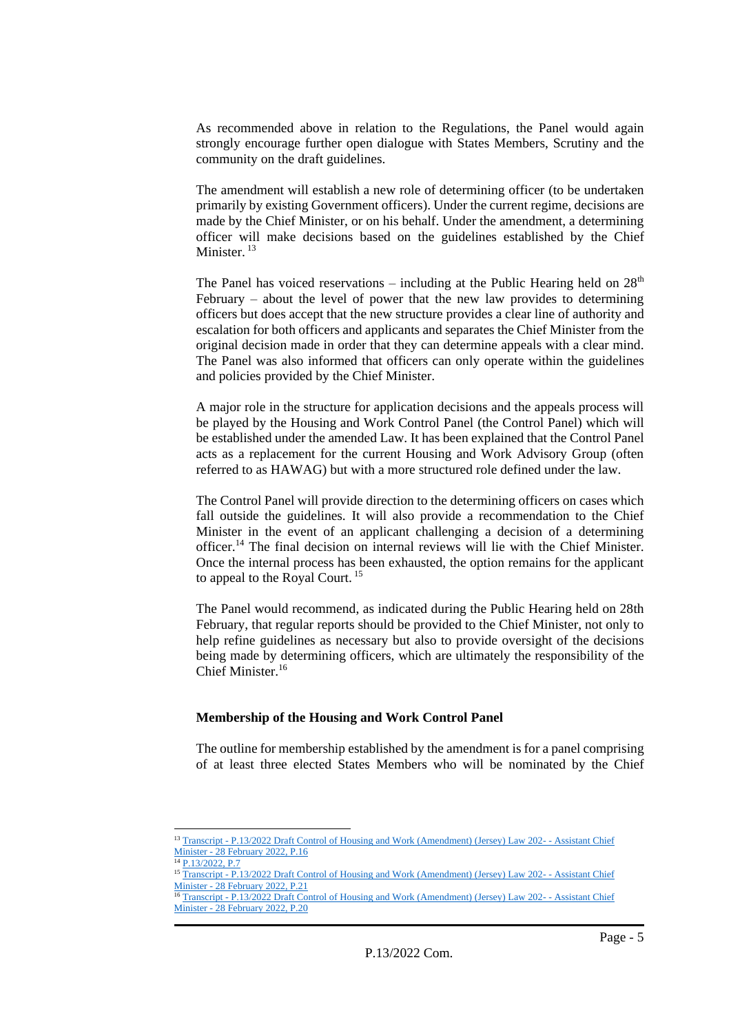As recommended above in relation to the Regulations, the Panel would again strongly encourage further open dialogue with States Members, Scrutiny and the community on the draft guidelines.

The amendment will establish a new role of determining officer (to be undertaken primarily by existing Government officers). Under the current regime, decisions are made by the Chief Minister, or on his behalf. Under the amendment, a determining officer will make decisions based on the guidelines established by the Chief Minister. [13]

The Panel has voiced reservations – including at the Public Hearing held on 28th February – about the level of power that the new law provides to determining officers but does accept that the new structure provides a clear line of authority and escalation for both officers and applicants and separates the Chief Minister from the original decision made in order that they can determine appeals with a clear mind. The Panel was also informed that officers can only operate within the guidelines and policies provided by the Chief Minister.

A major role in the structure for application decisions and the appeals process will be played by the Housing and Work Control Panel (the Control Panel) which will be established under the amended Law. It has been explained that the Control Panel acts as a replacement for the current Housing and Work Advisory Group (often referred to as HAWAG) but with a more structured role defined under the law.

The Control Panel will provide direction to the determining officers on cases which fall outside the guidelines. It will also provide a recommendation to the Chief Minister in the event of an applicant challenging a decision of a determining officer.[14] The final decision on internal reviews will lie with the Chief Minister. Once the internal process has been exhausted, the option remains for the applicant to appeal to the Royal Court. [15]

The Panel would recommend, as indicated during the Public Hearing held on 28th February, that regular reports should be provided to the Chief Minister, not only to help refine guidelines as necessary but also to provide oversight of the decisions being made by determining officers, which are ultimately the responsibility of the Chief Minister.[16]

**Membership of the Housing and Work Control Panel**

The outline for membership established by the amendment is for a panel comprising of at least three elected States Members who will be nominated by the Chief

---

[13] Transcript - P.13/2022 Draft Control of Housing and Work (Amendment) (Jersey) Law 202- - Assistant Chief Minister - 28 February 2022, P.16

[14] P.13/2022, P.7

[15] Transcript - P.13/2022 Draft Control of Housing and Work (Amendment) (Jersey) Law 202- - Assistant Chief Minister - 28 February 2022, P.21

[16] Transcript - P.13/2022 Draft Control of Housing and Work (Amendment) (Jersey) Law 202- - Assistant Chief Minister - 28 February 2022, P.20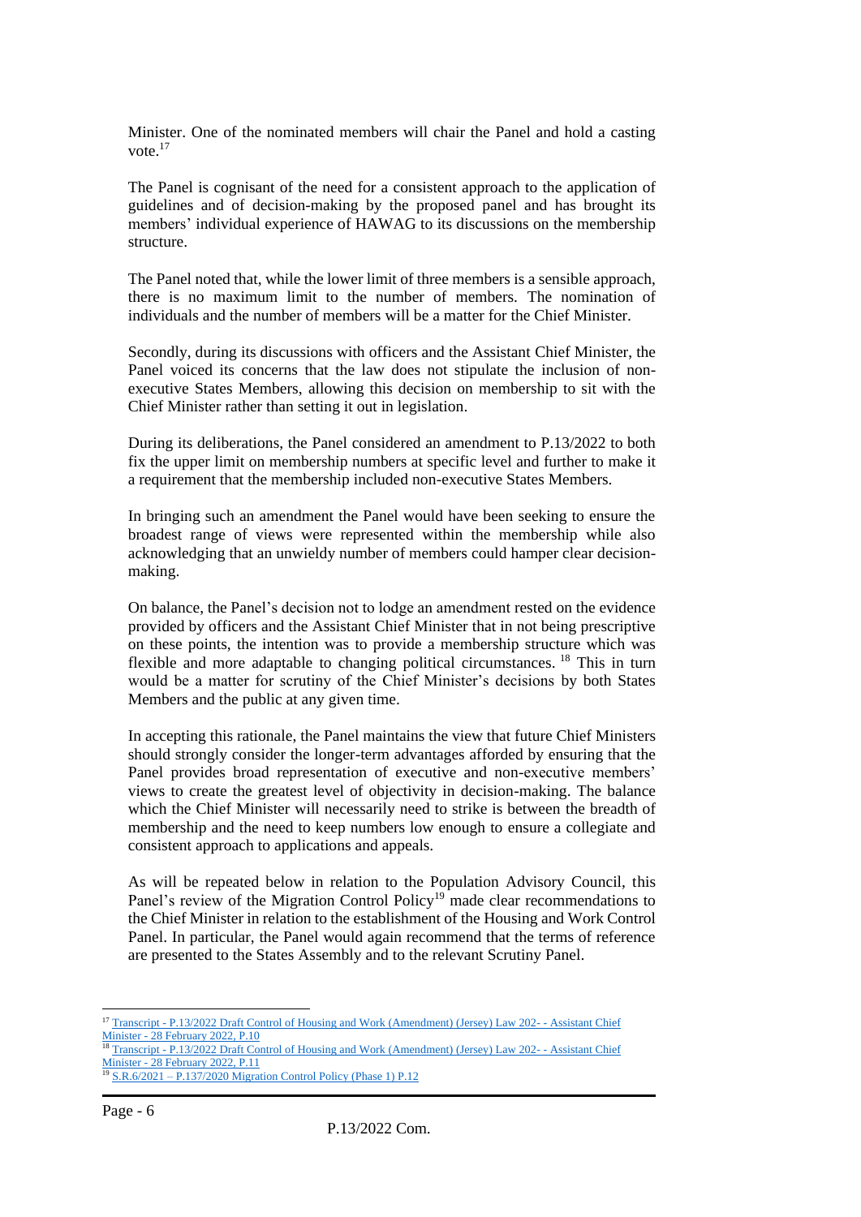Minister. One of the nominated members will chair the Panel and hold a casting vote.[17]

The Panel is cognisant of the need for a consistent approach to the application of guidelines and of decision-making by the proposed panel and has brought its members' individual experience of HAWAG to its discussions on the membership structure.

The Panel noted that, while the lower limit of three members is a sensible approach, there is no maximum limit to the number of members. The nomination of individuals and the number of members will be a matter for the Chief Minister.

Secondly, during its discussions with officers and the Assistant Chief Minister, the Panel voiced its concerns that the law does not stipulate the inclusion of non-executive States Members, allowing this decision on membership to sit with the Chief Minister rather than setting it out in legislation.

During its deliberations, the Panel considered an amendment to P.13/2022 to both fix the upper limit on membership numbers at specific level and further to make it a requirement that the membership included non-executive States Members.

In bringing such an amendment the Panel would have been seeking to ensure the broadest range of views were represented within the membership while also acknowledging that an unwieldy number of members could hamper clear decision-making.

On balance, the Panel's decision not to lodge an amendment rested on the evidence provided by officers and the Assistant Chief Minister that in not being prescriptive on these points, the intention was to provide a membership structure which was flexible and more adaptable to changing political circumstances. [18] This in turn would be a matter for scrutiny of the Chief Minister's decisions by both States Members and the public at any given time.

In accepting this rationale, the Panel maintains the view that future Chief Ministers should strongly consider the longer-term advantages afforded by ensuring that the Panel provides broad representation of executive and non-executive members' views to create the greatest level of objectivity in decision-making. The balance which the Chief Minister will necessarily need to strike is between the breadth of membership and the need to keep numbers low enough to ensure a collegiate and consistent approach to applications and appeals.

As will be repeated below in relation to the Population Advisory Council, this Panel's review of the Migration Control Policy[19] made clear recommendations to the Chief Minister in relation to the establishment of the Housing and Work Control Panel. In particular, the Panel would again recommend that the terms of reference are presented to the States Assembly and to the relevant Scrutiny Panel.

---

[17] Transcript - P.13/2022 Draft Control of Housing and Work (Amendment) (Jersey) Law 202- - Assistant Chief Minister - 28 February 2022, P.10

[18] Transcript - P.13/2022 Draft Control of Housing and Work (Amendment) (Jersey) Law 202- - Assistant Chief Minister - 28 February 2022, P.11

[19] S.R.6/2021 – P.137/2020 Migration Control Policy (Phase 1) P.12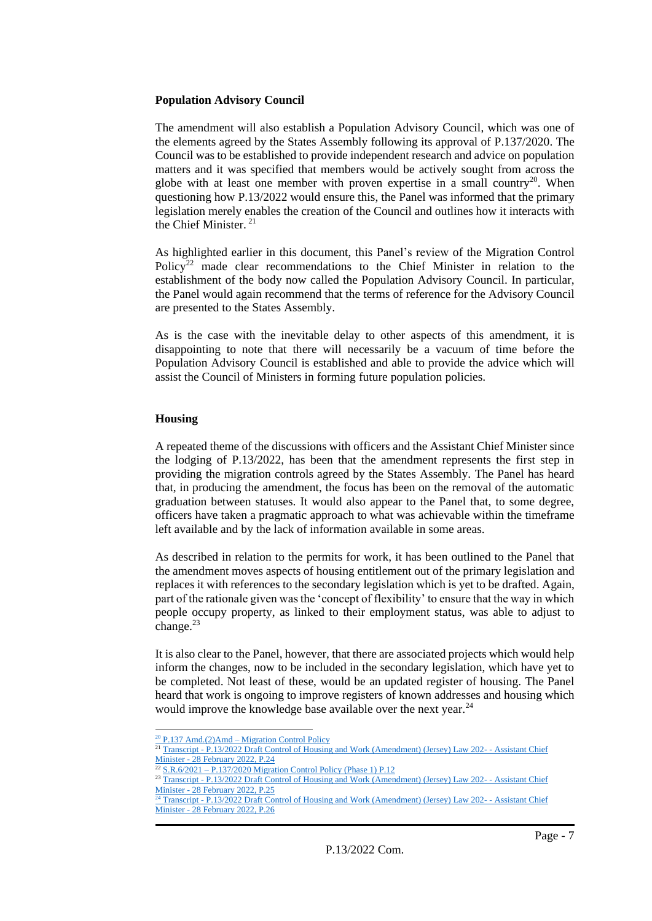**Population Advisory Council**

The amendment will also establish a Population Advisory Council, which was one of the elements agreed by the States Assembly following its approval of P.137/2020. The Council was to be established to provide independent research and advice on population matters and it was specified that members would be actively sought from across the globe with at least one member with proven expertise in a small country[20]. When questioning how P.13/2022 would ensure this, the Panel was informed that the primary legislation merely enables the creation of the Council and outlines how it interacts with the Chief Minister. [21]

As highlighted earlier in this document, this Panel's review of the Migration Control Policy[22] made clear recommendations to the Chief Minister in relation to the establishment of the body now called the Population Advisory Council. In particular, the Panel would again recommend that the terms of reference for the Advisory Council are presented to the States Assembly.

As is the case with the inevitable delay to other aspects of this amendment, it is disappointing to note that there will necessarily be a vacuum of time before the Population Advisory Council is established and able to provide the advice which will assist the Council of Ministers in forming future population policies.

**Housing**

A repeated theme of the discussions with officers and the Assistant Chief Minister since the lodging of P.13/2022, has been that the amendment represents the first step in providing the migration controls agreed by the States Assembly. The Panel has heard that, in producing the amendment, the focus has been on the removal of the automatic graduation between statuses. It would also appear to the Panel that, to some degree, officers have taken a pragmatic approach to what was achievable within the timeframe left available and by the lack of information available in some areas.

As described in relation to the permits for work, it has been outlined to the Panel that the amendment moves aspects of housing entitlement out of the primary legislation and replaces it with references to the secondary legislation which is yet to be drafted. Again, part of the rationale given was the 'concept of flexibility' to ensure that the way in which people occupy property, as linked to their employment status, was able to adjust to change.[23]

It is also clear to the Panel, however, that there are associated projects which would help inform the changes, now to be included in the secondary legislation, which have yet to be completed. Not least of these, would be an updated register of housing. The Panel heard that work is ongoing to improve registers of known addresses and housing which would improve the knowledge base available over the next year.[24]

---

[20] P.137 Amd.(2)Amd – Migration Control Policy

[21] Transcript - P.13/2022 Draft Control of Housing and Work (Amendment) (Jersey) Law 202- - Assistant Chief Minister - 28 February 2022, P.24

[22] S.R.6/2021 – P.137/2020 Migration Control Policy (Phase 1) P.12

[23] Transcript - P.13/2022 Draft Control of Housing and Work (Amendment) (Jersey) Law 202- - Assistant Chief Minister - 28 February 2022, P.25

[24] Transcript - P.13/2022 Draft Control of Housing and Work (Amendment) (Jersey) Law 202- - Assistant Chief Minister - 28 February 2022, P.26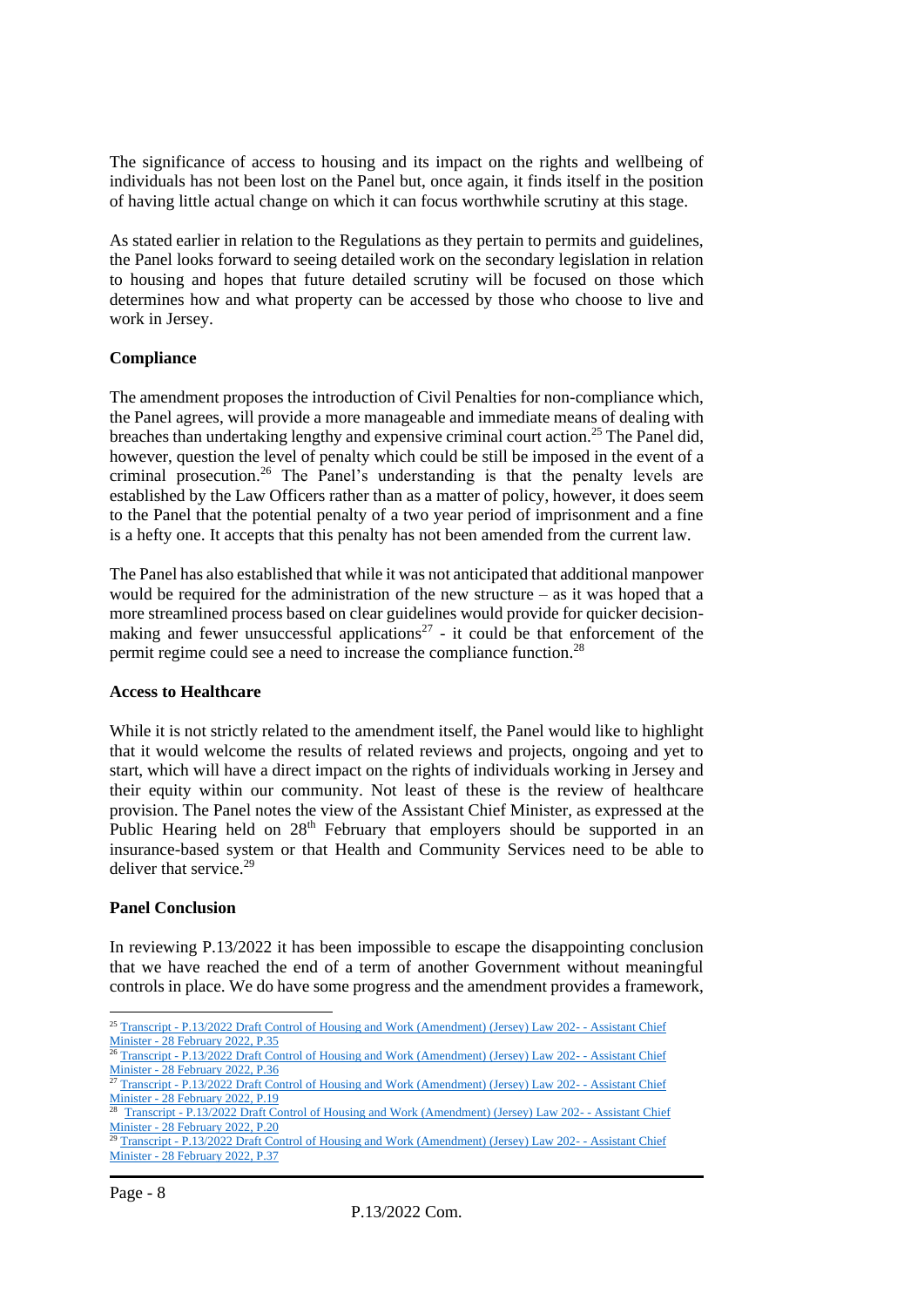The significance of access to housing and its impact on the rights and wellbeing of individuals has not been lost on the Panel but, once again, it finds itself in the position of having little actual change on which it can focus worthwhile scrutiny at this stage.

As stated earlier in relation to the Regulations as they pertain to permits and guidelines, the Panel looks forward to seeing detailed work on the secondary legislation in relation to housing and hopes that future detailed scrutiny will be focused on those which determines how and what property can be accessed by those who choose to live and work in Jersey.

**Compliance**

The amendment proposes the introduction of Civil Penalties for non-compliance which, the Panel agrees, will provide a more manageable and immediate means of dealing with breaches than undertaking lengthy and expensive criminal court action.[25] The Panel did, however, question the level of penalty which could be still be imposed in the event of a criminal prosecution.[26] The Panel's understanding is that the penalty levels are established by the Law Officers rather than as a matter of policy, however, it does seem to the Panel that the potential penalty of a two year period of imprisonment and a fine is a hefty one. It accepts that this penalty has not been amended from the current law.

The Panel has also established that while it was not anticipated that additional manpower would be required for the administration of the new structure – as it was hoped that a more streamlined process based on clear guidelines would provide for quicker decision-making and fewer unsuccessful applications[27] - it could be that enforcement of the permit regime could see a need to increase the compliance function.[28]

**Access to Healthcare**

While it is not strictly related to the amendment itself, the Panel would like to highlight that it would welcome the results of related reviews and projects, ongoing and yet to start, which will have a direct impact on the rights of individuals working in Jersey and their equity within our community. Not least of these is the review of healthcare provision. The Panel notes the view of the Assistant Chief Minister, as expressed at the Public Hearing held on 28th February that employers should be supported in an insurance-based system or that Health and Community Services need to be able to deliver that service.[29]

**Panel Conclusion**

In reviewing P.13/2022 it has been impossible to escape the disappointing conclusion that we have reached the end of a term of another Government without meaningful controls in place. We do have some progress and the amendment provides a framework,

---

[25] Transcript - P.13/2022 Draft Control of Housing and Work (Amendment) (Jersey) Law 202- - Assistant Chief Minister - 28 February 2022, P.35

[26] Transcript - P.13/2022 Draft Control of Housing and Work (Amendment) (Jersey) Law 202- - Assistant Chief Minister - 28 February 2022, P.36

[27] Transcript - P.13/2022 Draft Control of Housing and Work (Amendment) (Jersey) Law 202- - Assistant Chief Minister - 28 February 2022, P.19

[28] Transcript - P.13/2022 Draft Control of Housing and Work (Amendment) (Jersey) Law 202- - Assistant Chief Minister - 28 February 2022, P.20

[29] Transcript - P.13/2022 Draft Control of Housing and Work (Amendment) (Jersey) Law 202- - Assistant Chief Minister - 28 February 2022, P.37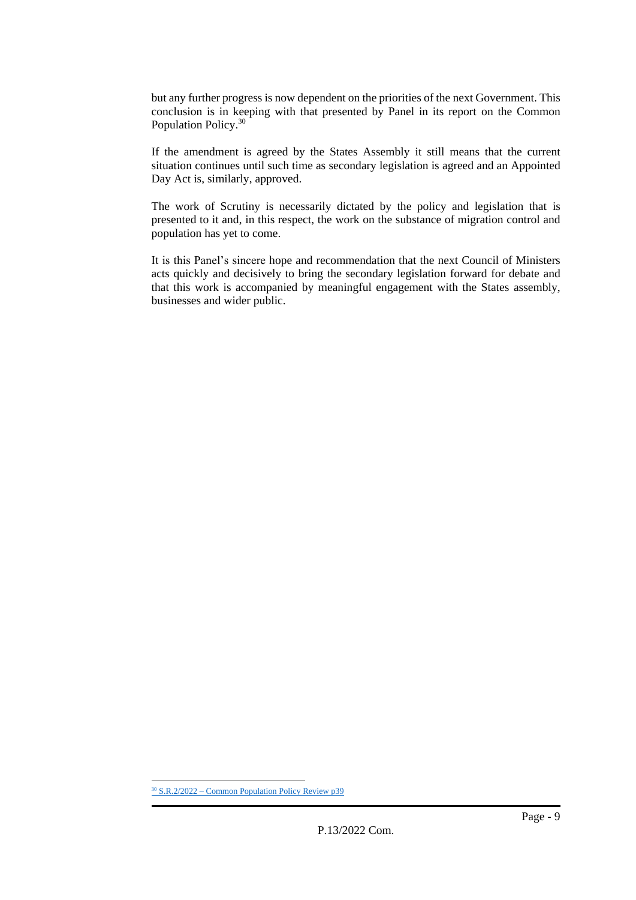but any further progress is now dependent on the priorities of the next Government. This conclusion is in keeping with that presented by Panel in its report on the Common Population Policy.[30]

If the amendment is agreed by the States Assembly it still means that the current situation continues until such time as secondary legislation is agreed and an Appointed Day Act is, similarly, approved.

The work of Scrutiny is necessarily dictated by the policy and legislation that is presented to it and, in this respect, the work on the substance of migration control and population has yet to come.

It is this Panel's sincere hope and recommendation that the next Council of Ministers acts quickly and decisively to bring the secondary legislation forward for debate and that this work is accompanied by meaningful engagement with the States assembly, businesses and wider public.

[30] S.R.2/2022 – Common Population Policy Review p39